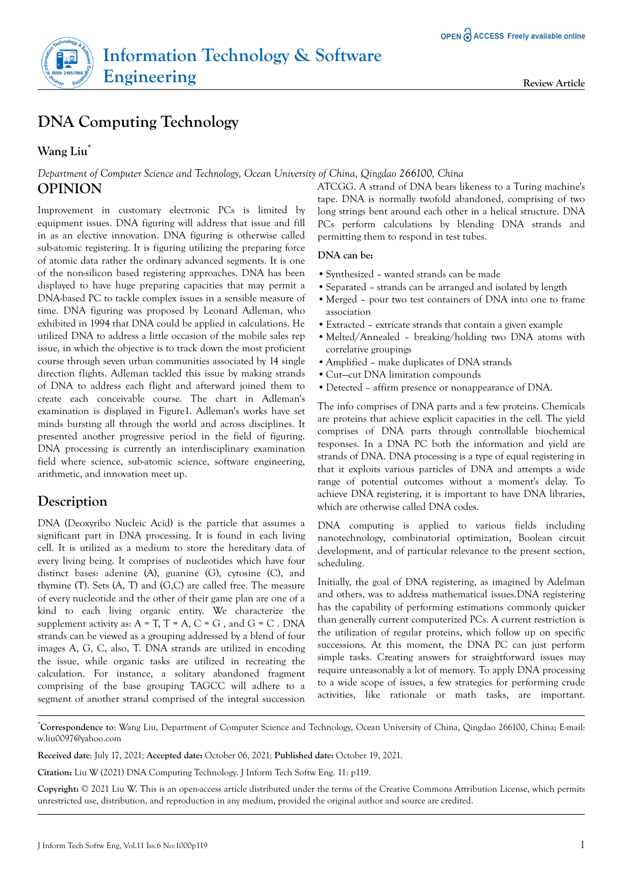# DNA Computing Technology

**Wang Liu***

*Department of Computer Science and Technology, Ocean University of China, Qingdao 266100, China*

## OPINION

Improvement in customary electronic PCs is limited by equipment issues. DNA figuring will address that issue and fill in as an elective innovation. DNA figuring is otherwise called sub-atomic registering. It is figuring utilizing the preparing force of atomic data rather the ordinary advanced segments. It is one of the non-silicon based registering approaches. DNA has been displayed to have huge preparing capacities that may permit a DNA-based PC to tackle complex issues in a sensible measure of time. DNA figuring was proposed by Leonard Adleman, who exhibited in 1994 that DNA could be applied in calculations. He utilized DNA to address a little occasion of the mobile sales rep issue, in which the objective is to track down the most proficient course through seven urban communities associated by 14 single direction flights. Adleman tackled this issue by making strands of DNA to address each flight and afterward joined them to create each conceivable course. The chart in Adleman's examination is displayed in Figure1. Adleman's works have set minds bursting all through the world and across disciplines. It presented another progressive period in the field of figuring. DNA processing is currently an interdisciplinary examination field where science, sub-atomic science, software engineering, arithmetic, and innovation meet up.

## Description

DNA (Deoxyribo Nucleic Acid) is the particle that assumes a significant part in DNA processing. It is found in each living cell. It is utilized as a medium to store the hereditary data of every living being. It comprises of nucleotides which have four distinct bases: adenine (A), guanine (G), cytosine (C), and thymine (T). Sets (A, T) and (G,C) are called free. The measure of every nucleotide and the other of their game plan are one of a kind to each living organic entity. We characterize the supplement activity as: A = T, T = A, C = G , and G = C . DNA strands can be viewed as a grouping addressed by a blend of four images A, G, C, also, T. DNA strands are utilized in encoding the issue, while organic tasks are utilized in recreating the calculation. For instance, a solitary abandoned fragment comprising of the base grouping TAGCC will adhere to a segment of another strand comprised of the integral succession ATCGG. A strand of DNA bears likeness to a Turing machine's tape. DNA is normally twofold abandoned, comprising of two long strings bent around each other in a helical structure. DNA PCs perform calculations by blending DNA strands and permitting them to respond in test tubes.

**DNA can be:**

- Synthesized – wanted strands can be made
- Separated – strands can be arranged and isolated by length
- Merged – pour two test containers of DNA into one to frame association
- Extracted – extricate strands that contain a given example
- Melted/Annealed – breaking/holding two DNA atoms with correlative groupings
- Amplified – make duplicates of DNA strands
- Cut—cut DNA limitation compounds
- Detected – affirm presence or nonappearance of DNA.

The info comprises of DNA parts and a few proteins. Chemicals are proteins that achieve explicit capacities in the cell. The yield comprises of DNA parts through controllable biochemical responses. In a DNA PC both the information and yield are strands of DNA. DNA processing is a type of equal registering in that it exploits various particles of DNA and attempts a wide range of potential outcomes without a moment's delay. To achieve DNA registering, it is important to have DNA libraries, which are otherwise called DNA codes.

DNA computing is applied to various fields including nanotechnology, combinatorial optimization, Boolean circuit development, and of particular relevance to the present section, scheduling.

Initially, the goal of DNA registering, as imagined by Adelman and others, was to address mathematical issues.DNA registering has the capability of performing estimations commonly quicker than generally current computerized PCs. A current restriction is the utilization of regular proteins, which follow up on specific successions. At this moment, the DNA PC can just perform simple tasks. Creating answers for straightforward issues may require unreasonably a lot of memory. To apply DNA processing to a wide scope of issues, a few strategies for performing crude activities, like rationale or math tasks, are important.

---

***Correspondence to**: Wang Liu, Department of Computer Science and Technology, Ocean University of China, Qingdao 266100, China; E-mail: w.liu0097@yahoo.com

**Received date**: July 17, 2021; **Accepted date:** October 06, 2021; **Published date:** October 19, 2021.

**Citation:** Liu W (2021) DNA Computing Technology. J Inform Tech Softw Eng. 11: p119.

**Copyright:** © 2021 Liu W. This is an open-access article distributed under the terms of the Creative Commons Attribution License, which permits unrestricted use, distribution, and reproduction in any medium, provided the original author and source are credited.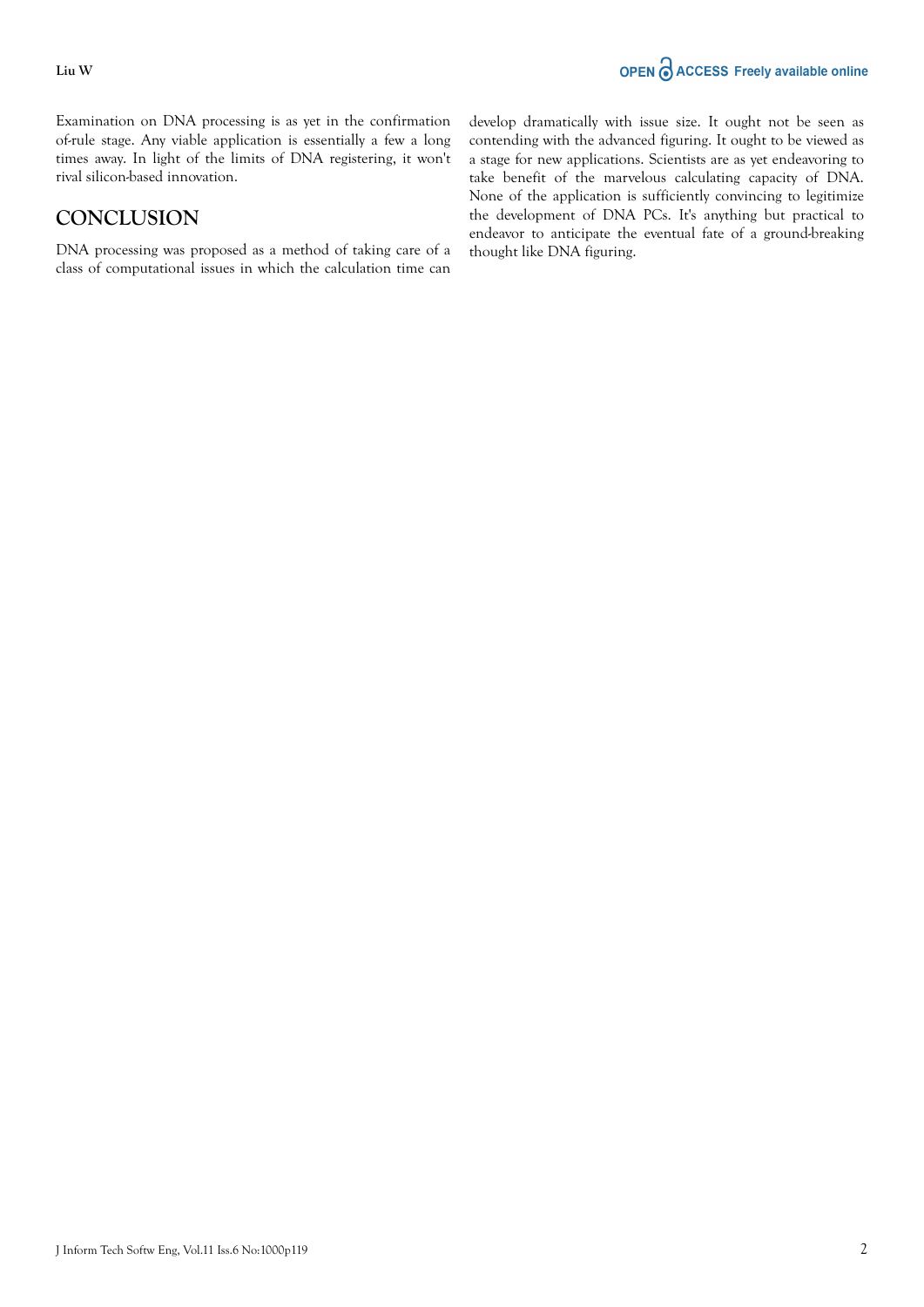Examination on DNA processing is as yet in the confirmation of-rule stage. Any viable application is essentially a few a long times away. In light of the limits of DNA registering, it won't rival silicon-based innovation.

## CONCLUSION

DNA processing was proposed as a method of taking care of a class of computational issues in which the calculation time can develop dramatically with issue size. It ought not be seen as contending with the advanced figuring. It ought to be viewed as a stage for new applications. Scientists are as yet endeavoring to take benefit of the marvelous calculating capacity of DNA. None of the application is sufficiently convincing to legitimize the development of DNA PCs. It's anything but practical to endeavor to anticipate the eventual fate of a ground-breaking thought like DNA figuring.